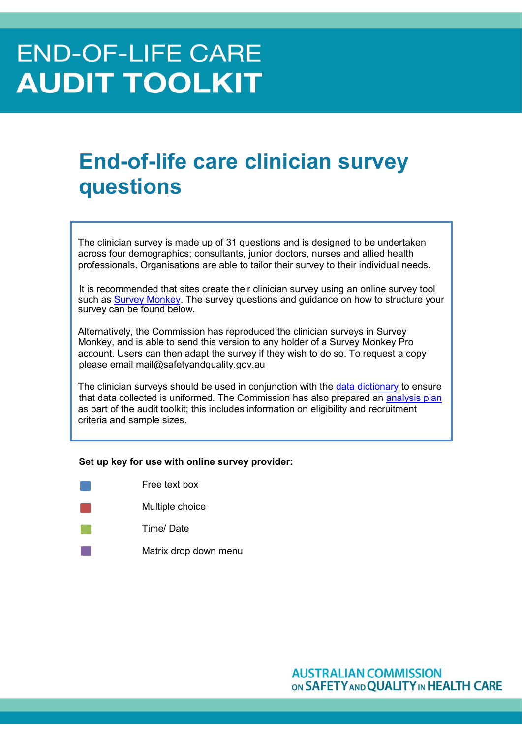# END-OF-LIFE CARE
# AUDIT TOOLKIT

## End-of-life care clinician survey questions

The clinician survey is made up of 31 questions and is designed to be undertaken across four demographics; consultants, junior doctors, nurses and allied health professionals. Organisations are able to tailor their survey to their individual needs.

It is recommended that sites create their clinician survey using an online survey tool such as Survey Monkey. The survey questions and guidance on how to structure your survey can be found below.

Alternatively, the Commission has reproduced the clinician surveys in Survey Monkey, and is able to send this version to any holder of a Survey Monkey Pro account. Users can then adapt the survey if they wish to do so. To request a copy please email mail@safetyandquality.gov.au

The clinician surveys should be used in conjunction with the data dictionary to ensure that data collected is uniformed. The Commission has also prepared an analysis plan as part of the audit toolkit; this includes information on eligibility and recruitment criteria and sample sizes.

**Set up key for use with online survey provider:**

| Colour | Type |
|---|---|
| Blue | Free text box |
| Red | Multiple choice |
| Green | Time/ Date |
| Purple | Matrix drop down menu |

AUSTRALIAN COMMISSION ON SAFETY AND QUALITY IN HEALTH CARE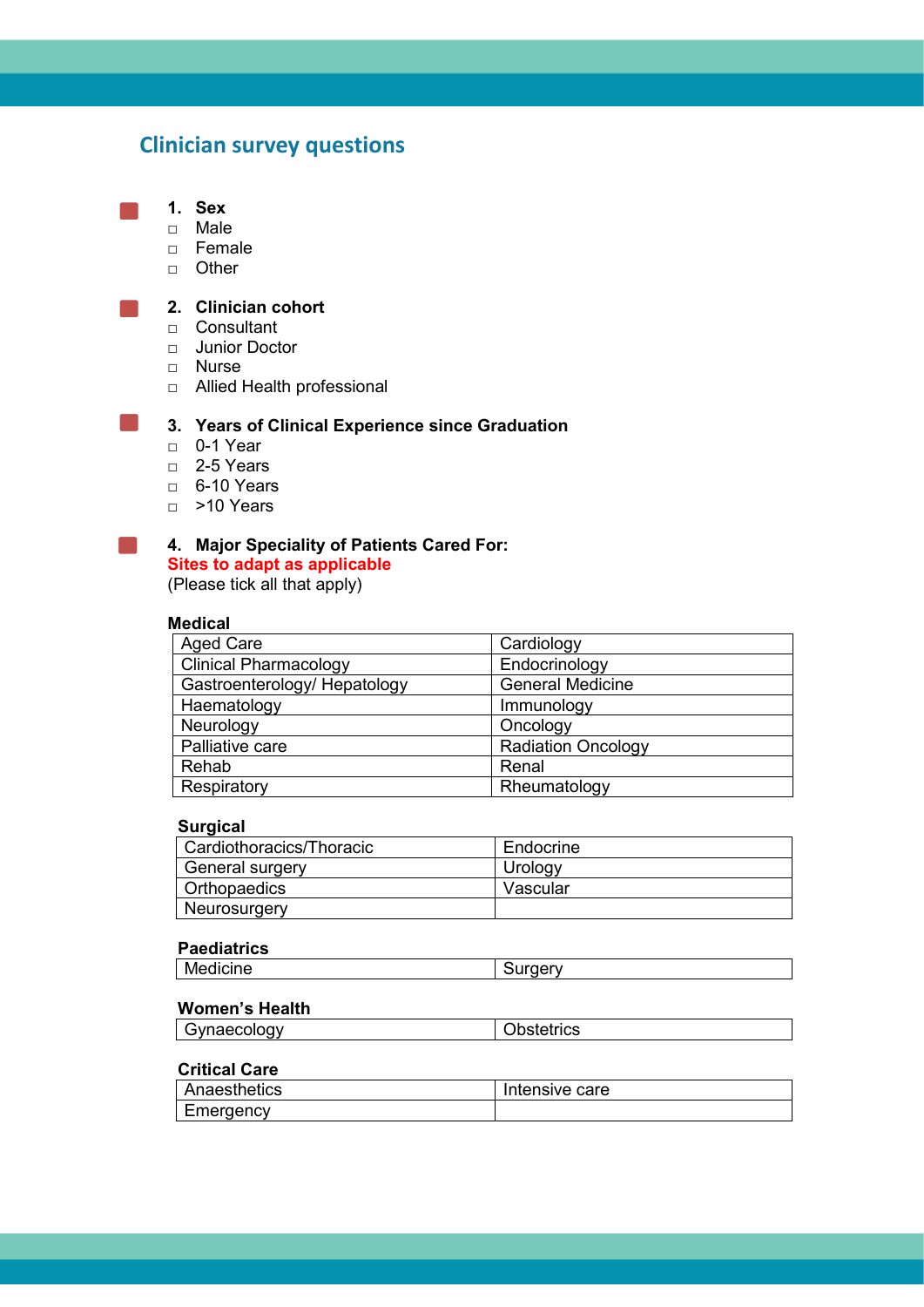## Clinician survey questions

**1. Sex**

- ☐ Male
- ☐ Female
- ☐ Other

**2. Clinician cohort**

- ☐ Consultant
- ☐ Junior Doctor
- ☐ Nurse
- ☐ Allied Health professional

**3. Years of Clinical Experience since Graduation**

- ☐ 0-1 Year
- ☐ 2-5 Years
- ☐ 6-10 Years
- ☐ >10 Years

**4. Major Speciality of Patients Cared For:**

**Sites to adapt as applicable**

(Please tick all that apply)

**Medical**

| | |
|---|---|
| Aged Care | Cardiology |
| Clinical Pharmacology | Endocrinology |
| Gastroenterology/ Hepatology | General Medicine |
| Haematology | Immunology |
| Neurology | Oncology |
| Palliative care | Radiation Oncology |
| Rehab | Renal |
| Respiratory | Rheumatology |

**Surgical**

| | |
|---|---|
| Cardiothoracics/Thoracic | Endocrine |
| General surgery | Urology |
| Orthopaedics | Vascular |
| Neurosurgery | |

**Paediatrics**

| | |
|---|---|
| Medicine | Surgery |

**Women's Health**

| | |
|---|---|
| Gynaecology | Obstetrics |

**Critical Care**

| | |
|---|---|
| Anaesthetics | Intensive care |
| Emergency | |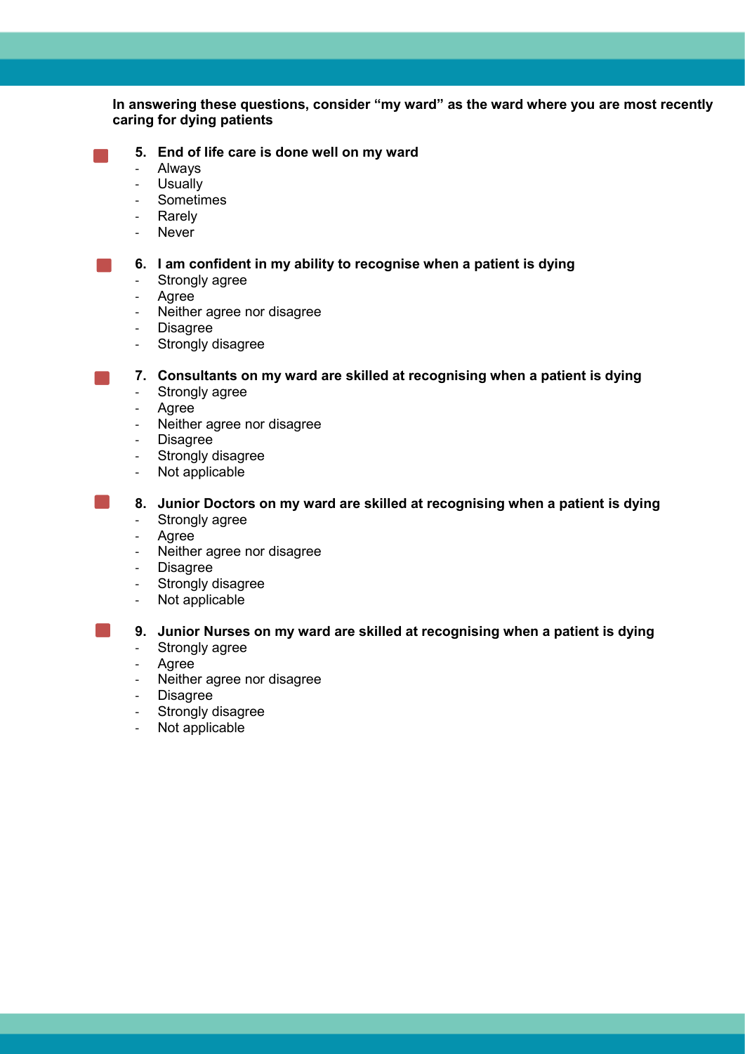**In answering these questions, consider "my ward" as the ward where you are most recently caring for dying patients**

**5. End of life care is done well on my ward**
- Always
- Usually
- Sometimes
- Rarely
- Never

**6. I am confident in my ability to recognise when a patient is dying**
- Strongly agree
- Agree
- Neither agree nor disagree
- Disagree
- Strongly disagree

**7. Consultants on my ward are skilled at recognising when a patient is dying**
- Strongly agree
- Agree
- Neither agree nor disagree
- Disagree
- Strongly disagree
- Not applicable

**8. Junior Doctors on my ward are skilled at recognising when a patient is dying**
- Strongly agree
- Agree
- Neither agree nor disagree
- Disagree
- Strongly disagree
- Not applicable

**9. Junior Nurses on my ward are skilled at recognising when a patient is dying**
- Strongly agree
- Agree
- Neither agree nor disagree
- Disagree
- Strongly disagree
- Not applicable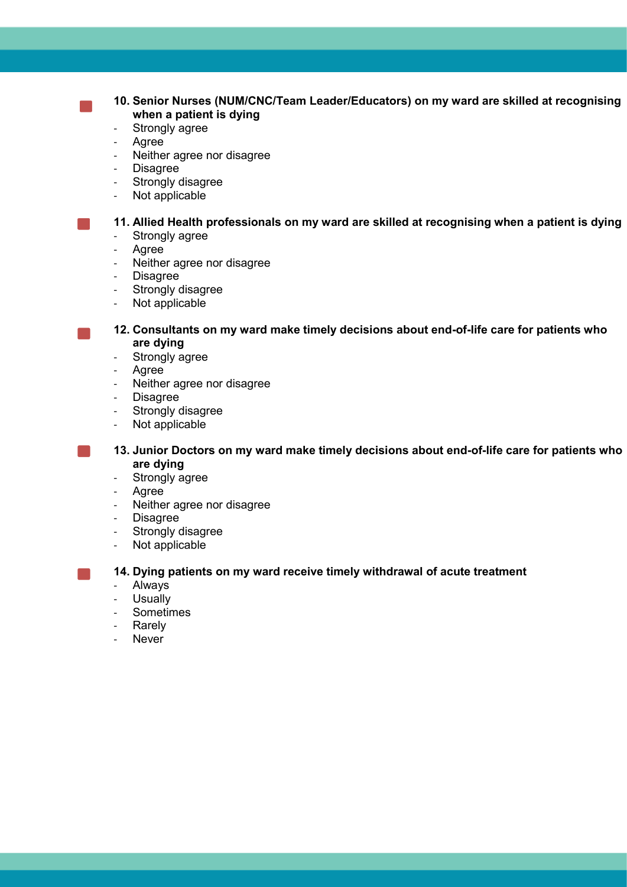**10. Senior Nurses (NUM/CNC/Team Leader/Educators) on my ward are skilled at recognising when a patient is dying**

- Strongly agree
- Agree
- Neither agree nor disagree
- Disagree
- Strongly disagree
- Not applicable

**11. Allied Health professionals on my ward are skilled at recognising when a patient is dying**

- Strongly agree
- Agree
- Neither agree nor disagree
- Disagree
- Strongly disagree
- Not applicable

**12. Consultants on my ward make timely decisions about end-of-life care for patients who are dying**

- Strongly agree
- Agree
- Neither agree nor disagree
- Disagree
- Strongly disagree
- Not applicable

**13. Junior Doctors on my ward make timely decisions about end-of-life care for patients who are dying**

- Strongly agree
- Agree
- Neither agree nor disagree
- Disagree
- Strongly disagree
- Not applicable

**14. Dying patients on my ward receive timely withdrawal of acute treatment**

- Always
- Usually
- Sometimes
- Rarely
- Never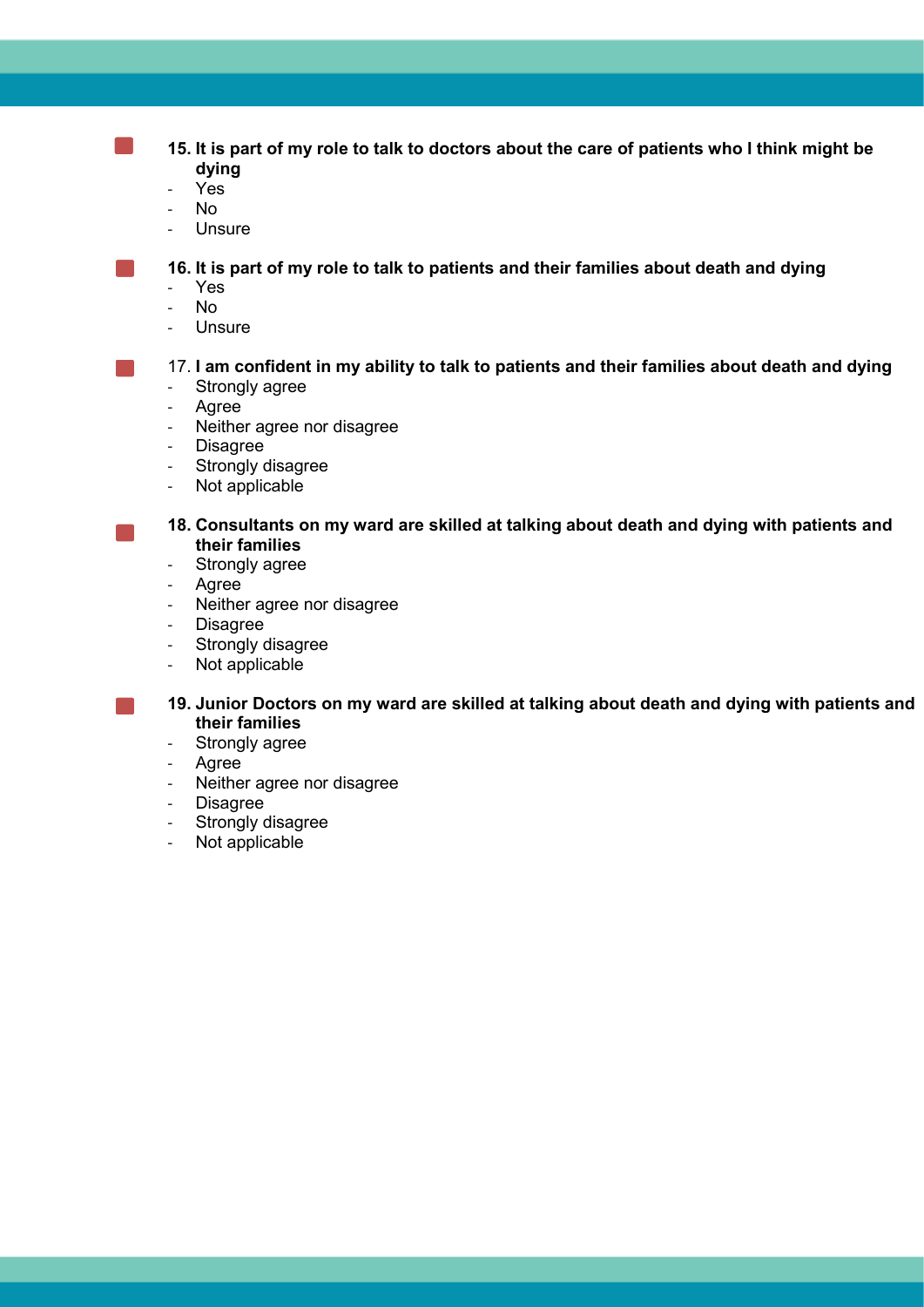**15. It is part of my role to talk to doctors about the care of patients who I think might be dying**

- Yes
- No
- Unsure

**16. It is part of my role to talk to patients and their families about death and dying**

- Yes
- No
- Unsure

17. **I am confident in my ability to talk to patients and their families about death and dying**

- Strongly agree
- Agree
- Neither agree nor disagree
- Disagree
- Strongly disagree
- Not applicable

**18. Consultants on my ward are skilled at talking about death and dying with patients and their families**

- Strongly agree
- Agree
- Neither agree nor disagree
- Disagree
- Strongly disagree
- Not applicable

**19. Junior Doctors on my ward are skilled at talking about death and dying with patients and their families**

- Strongly agree
- Agree
- Neither agree nor disagree
- Disagree
- Strongly disagree
- Not applicable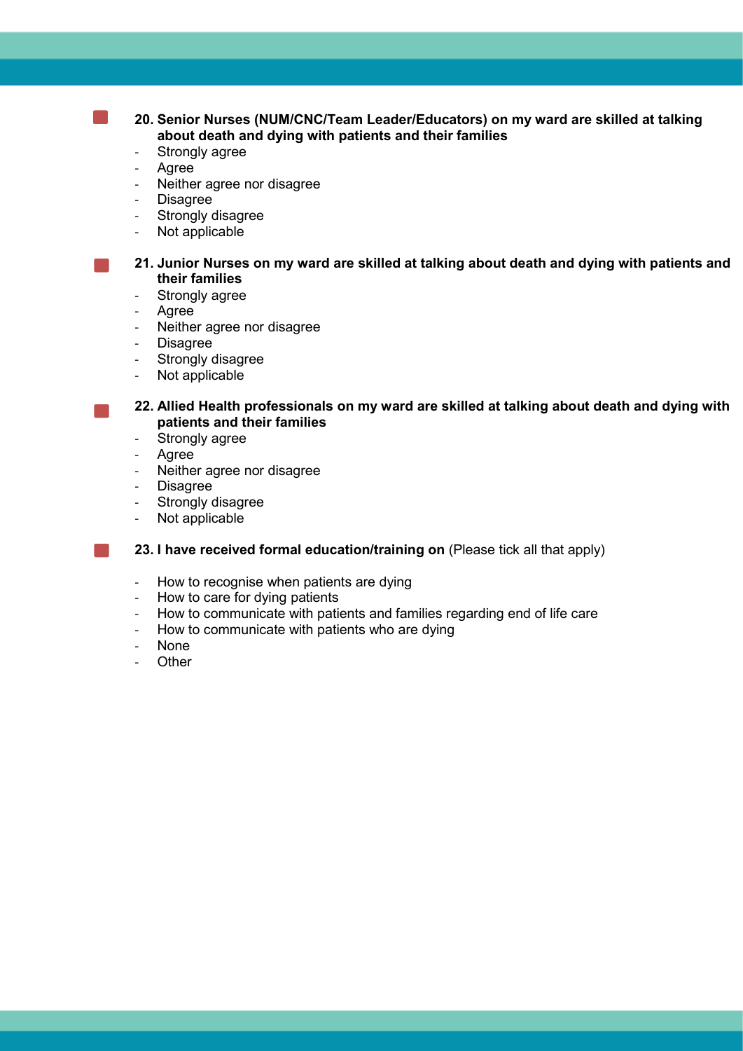**20. Senior Nurses (NUM/CNC/Team Leader/Educators) on my ward are skilled at talking about death and dying with patients and their families**

- Strongly agree
- Agree
- Neither agree nor disagree
- Disagree
- Strongly disagree
- Not applicable

**21. Junior Nurses on my ward are skilled at talking about death and dying with patients and their families**

- Strongly agree
- Agree
- Neither agree nor disagree
- Disagree
- Strongly disagree
- Not applicable

**22. Allied Health professionals on my ward are skilled at talking about death and dying with patients and their families**

- Strongly agree
- Agree
- Neither agree nor disagree
- Disagree
- Strongly disagree
- Not applicable

**23. I have received formal education/training on** (Please tick all that apply)

- How to recognise when patients are dying
- How to care for dying patients
- How to communicate with patients and families regarding end of life care
- How to communicate with patients who are dying
- None
- Other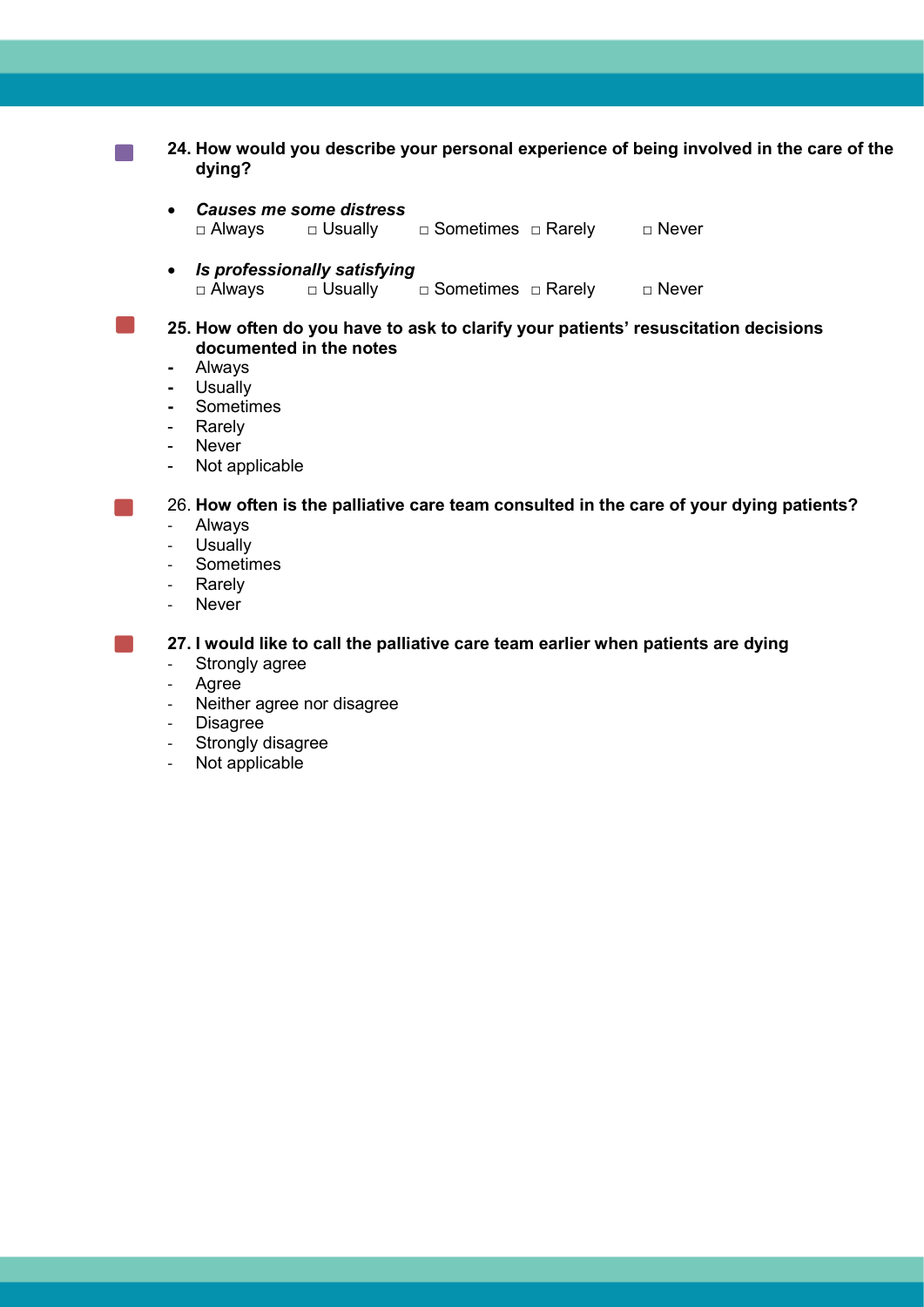**24. How would you describe your personal experience of being involved in the care of the dying?**

- ***Causes me some distress***
  □ Always □ Usually □ Sometimes □ Rarely □ Never

- ***Is professionally satisfying***
  □ Always □ Usually □ Sometimes □ Rarely □ Never

**25. How often do you have to ask to clarify your patients' resuscitation decisions documented in the notes**

- Always
- Usually
- Sometimes
- Rarely
- Never
- Not applicable

26. **How often is the palliative care team consulted in the care of your dying patients?**

- Always
- Usually
- Sometimes
- Rarely
- Never

**27. I would like to call the palliative care team earlier when patients are dying**

- Strongly agree
- Agree
- Neither agree nor disagree
- Disagree
- Strongly disagree
- Not applicable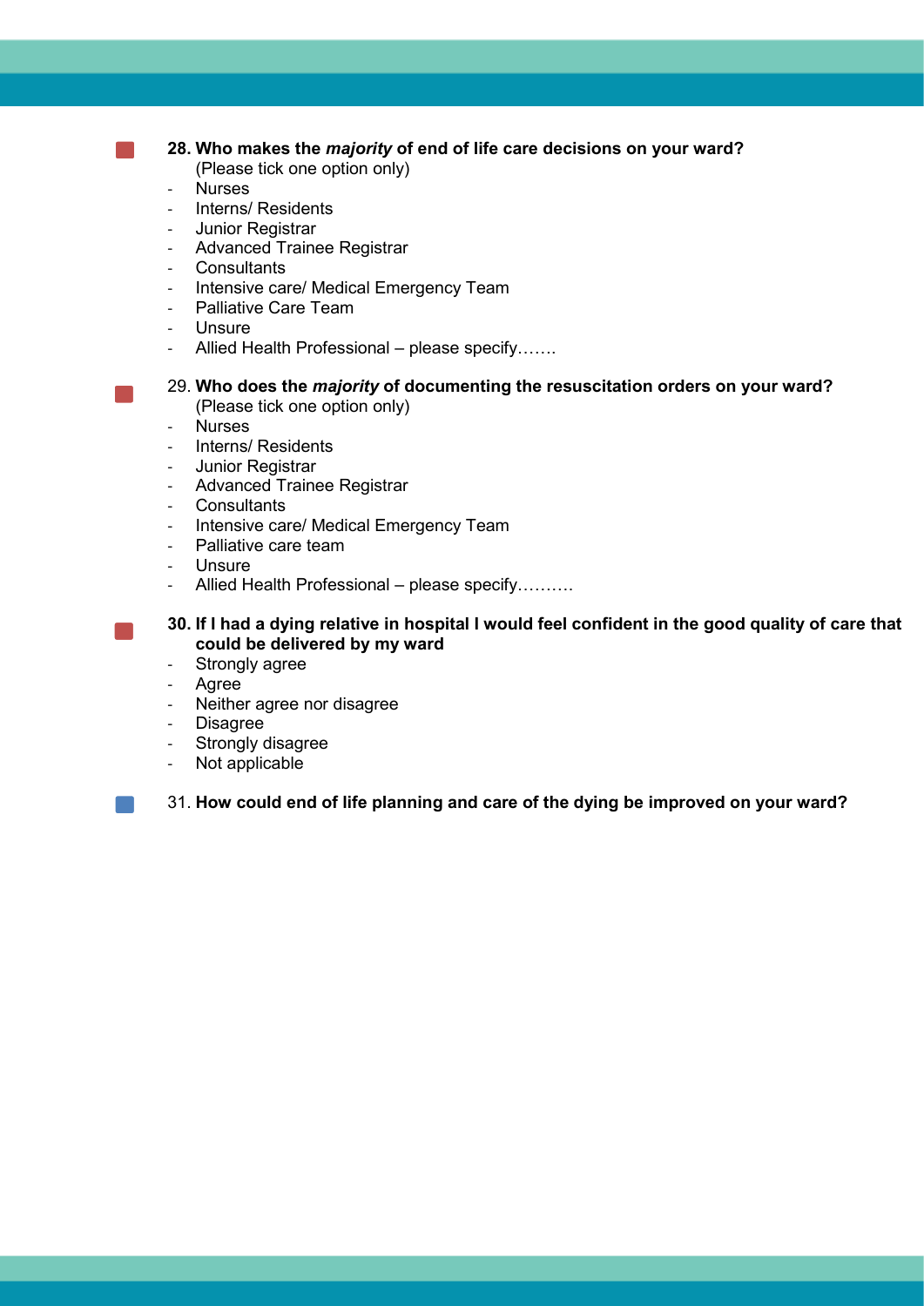**28. Who makes the *majority* of end of life care decisions on your ward?**
(Please tick one option only)

- Nurses
- Interns/ Residents
- Junior Registrar
- Advanced Trainee Registrar
- Consultants
- Intensive care/ Medical Emergency Team
- Palliative Care Team
- Unsure
- Allied Health Professional – please specify…….

29. **Who does the *majority* of documenting the resuscitation orders on your ward?**
(Please tick one option only)

- Nurses
- Interns/ Residents
- Junior Registrar
- Advanced Trainee Registrar
- Consultants
- Intensive care/ Medical Emergency Team
- Palliative care team
- Unsure
- Allied Health Professional – please specify……….

**30. If I had a dying relative in hospital I would feel confident in the good quality of care that could be delivered by my ward**

- Strongly agree
- Agree
- Neither agree nor disagree
- Disagree
- Strongly disagree
- Not applicable

31. **How could end of life planning and care of the dying be improved on your ward?**